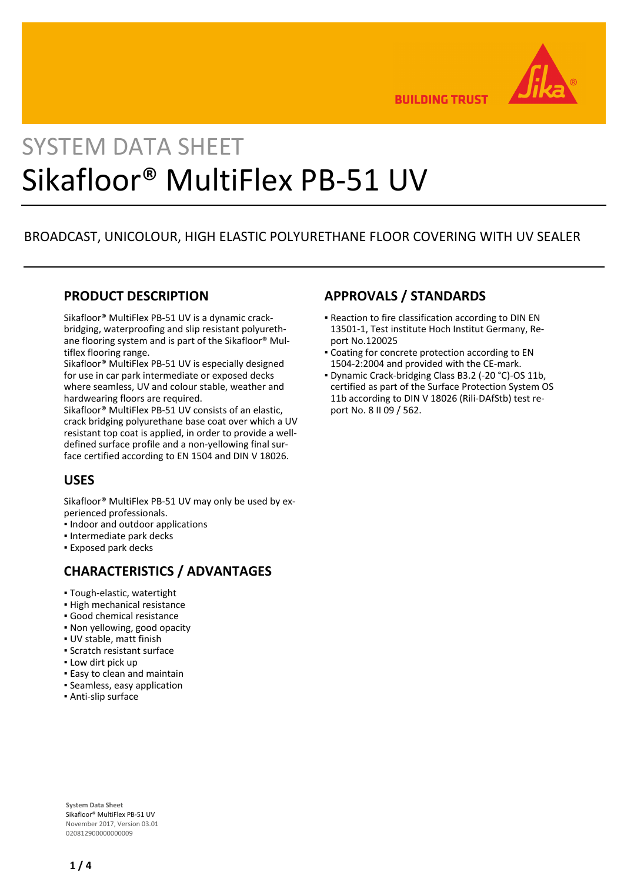SYSTEM DATA SHEET

# Sikafloor® MultiFlex PB-51 UV

BROADCAST, UNICOLOUR, HIGH ELASTIC POLYURETHANE FLOOR COVERING WITH UV SEALER

## PRODUCT DESCRIPTION

Sikafloor® MultiFlex PB-51 UV is a dynamic crack-bridging, waterproofing and slip resistant polyurethane flooring system and is part of the Sikafloor® Multiflex flooring range.
Sikafloor® MultiFlex PB-51 UV is especially designed for use in car park intermediate or exposed decks where seamless, UV and colour stable, weather and hardwearing floors are required.
Sikafloor® MultiFlex PB-51 UV consists of an elastic, crack bridging polyurethane base coat over which a UV resistant top coat is applied, in order to provide a well-defined surface profile and a non-yellowing final surface certified according to EN 1504 and DIN V 18026.

## USES

Sikafloor® MultiFlex PB-51 UV may only be used by experienced professionals.

- Indoor and outdoor applications
- Intermediate park decks
- Exposed park decks

## CHARACTERISTICS / ADVANTAGES

- Tough-elastic, watertight
- High mechanical resistance
- Good chemical resistance
- Non yellowing, good opacity
- UV stable, matt finish
- Scratch resistant surface
- Low dirt pick up
- Easy to clean and maintain
- Seamless, easy application
- Anti-slip surface

## APPROVALS / STANDARDS

- Reaction to fire classification according to DIN EN 13501-1, Test institute Hoch Institut Germany, Report No.120025
- Coating for concrete protection according to EN 1504-2:2004 and provided with the CE-mark.
- Dynamic Crack-bridging Class B3.2 (-20 °C)-OS 11b, certified as part of the Surface Protection System OS 11b according to DIN V 18026 (Rili-DAfStb) test report No. 8 II 09 / 562.

**System Data Sheet**
Sikafloor® MultiFlex PB-51 UV
November 2017, Version 03.01
020812900000000009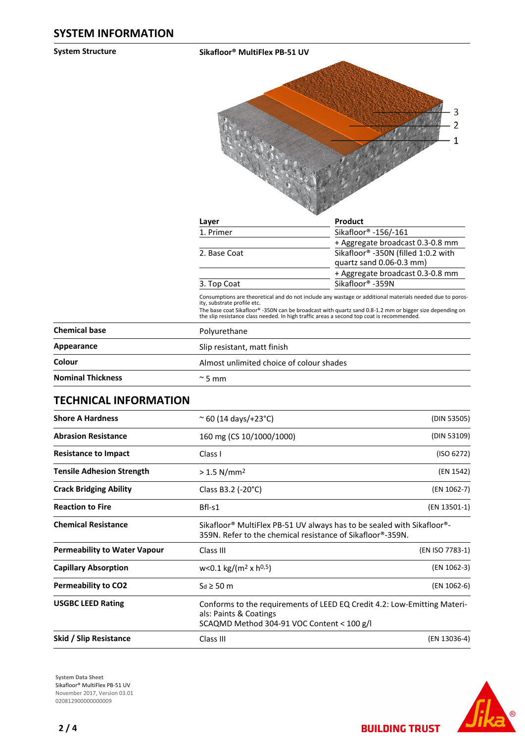## SYSTEM INFORMATION

**System Structure**

**Sikafloor® MultiFlex PB-51 UV**

| Layer | Product |
|---|---|
| 1. Primer | Sikafloor® -156/-161 |
| | + Aggregate broadcast 0.3-0.8 mm |
| 2. Base Coat | Sikafloor® -350N (filled 1:0.2 with quartz sand 0.06-0.3 mm) |
| | + Aggregate broadcast 0.3-0.8 mm |
| 3. Top Coat | Sikafloor® -359N |

Consumptions are theoretical and do not include any wastage or additional materials needed due to porosity, substrate profile etc.
The base coat Sikafloor® -350N can be broadcast with quartz sand 0.8-1.2 mm or bigger size depending on the slip resistance class needed. In high traffic areas a second top coat is recommended.

| | |
|---|---|
| **Chemical base** | Polyurethane |
| **Appearance** | Slip resistant, matt finish |
| **Colour** | Almost unlimited choice of colour shades |
| **Nominal Thickness** | ~ 5 mm |

## TECHNICAL INFORMATION

| | | |
|---|---|---|
| **Shore A Hardness** | ~ 60 (14 days/+23°C) | (DIN 53505) |
| **Abrasion Resistance** | 160 mg (CS 10/1000/1000) | (DIN 53109) |
| **Resistance to Impact** | Class I | (ISO 6272) |
| **Tensile Adhesion Strength** | > 1.5 N/mm² | (EN 1542) |
| **Crack Bridging Ability** | Class B3.2 (-20°C) | (EN 1062-7) |
| **Reaction to Fire** | Bfl-s1 | (EN 13501-1) |
| **Chemical Resistance** | Sikafloor® MultiFlex PB-51 UV always has to be sealed with Sikafloor®-359N. Refer to the chemical resistance of Sikafloor®-359N. | |
| **Permeability to Water Vapour** | Class III | (EN ISO 7783-1) |
| **Capillary Absorption** | $w<0.1$ kg/(m² x $h^{0,5}$) | (EN 1062-3) |
| **Permeability to CO2** | $S_d \geq 50$ m | (EN 1062-6) |
| **USGBC LEED Rating** | Conforms to the requirements of LEED EQ Credit 4.2: Low-Emitting Materials: Paints & Coatings<br>SCAQMD Method 304-91 VOC Content < 100 g/l | |
| **Skid / Slip Resistance** | Class III | (EN 13036-4) |

System Data Sheet
Sikafloor® MultiFlex PB-51 UV
November 2017, Version 03.01
020812900000000009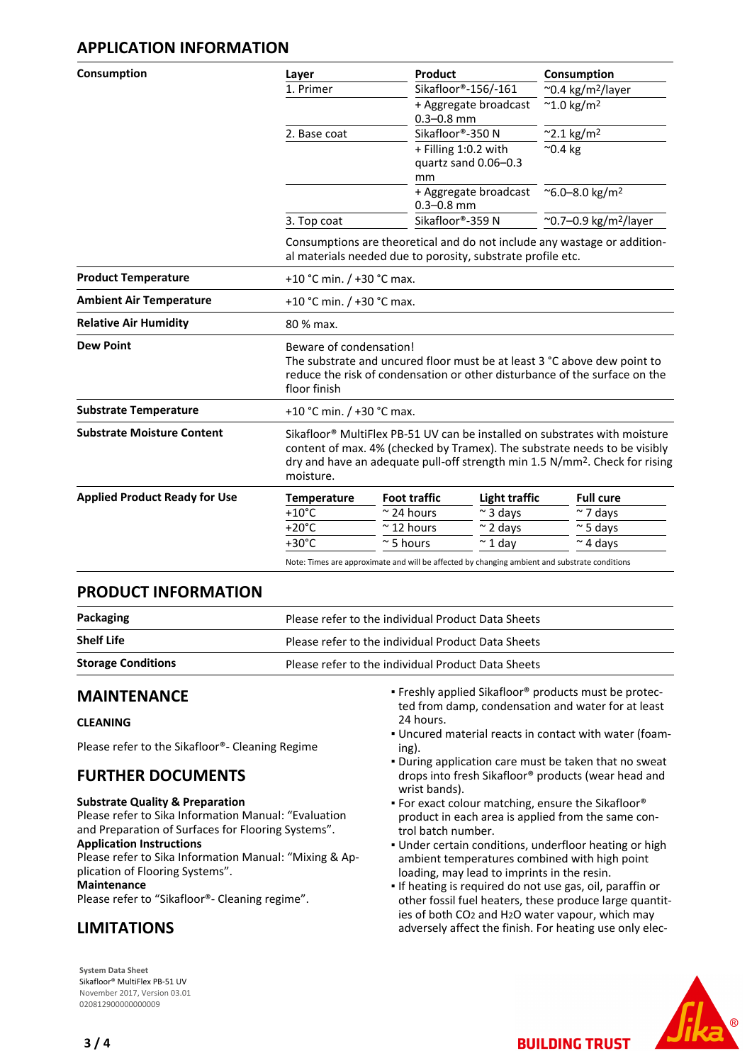## APPLICATION INFORMATION

**Consumption**

| Layer | Product | Consumption |
|---|---|---|
| 1. Primer | Sikafloor®-156/-161 | ~0.4 kg/m²/layer |
| | + Aggregate broadcast 0.3–0.8 mm | ~1.0 kg/m² |
| 2. Base coat | Sikafloor®-350 N | ~2.1 kg/m² |
| | + Filling 1:0.2 with quartz sand 0.06–0.3 mm | ~0.4 kg |
| | + Aggregate broadcast 0.3–0.8 mm | ~6.0–8.0 kg/m² |
| 3. Top coat | Sikafloor®-359 N | ~0.7–0.9 kg/m²/layer |

Consumptions are theoretical and do not include any wastage or additional materials needed due to porosity, substrate profile etc.

**Product Temperature**

+10 °C min. / +30 °C max.

**Ambient Air Temperature**

+10 °C min. / +30 °C max.

**Relative Air Humidity**

80 % max.

**Dew Point**

Beware of condensation!
The substrate and uncured floor must be at least 3 °C above dew point to reduce the risk of condensation or other disturbance of the surface on the floor finish

**Substrate Temperature**

+10 °C min. / +30 °C max.

**Substrate Moisture Content**

Sikafloor® MultiFlex PB-51 UV can be installed on substrates with moisture content of max. 4% (checked by Tramex). The substrate needs to be visibly dry and have an adequate pull-off strength min 1.5 N/mm². Check for rising moisture.

**Applied Product Ready for Use**

| Temperature | Foot traffic | Light traffic | Full cure |
|---|---|---|---|
| +10°C | ~ 24 hours | ~ 3 days | ~ 7 days |
| +20°C | ~ 12 hours | ~ 2 days | ~ 5 days |
| +30°C | ~ 5 hours | ~ 1 day | ~ 4 days |

Note: Times are approximate and will be affected by changing ambient and substrate conditions

## PRODUCT INFORMATION

| | |
|---|---|
| **Packaging** | Please refer to the individual Product Data Sheets |
| **Shelf Life** | Please refer to the individual Product Data Sheets |
| **Storage Conditions** | Please refer to the individual Product Data Sheets |

## MAINTENANCE

### CLEANING

Please refer to the Sikafloor®- Cleaning Regime

## FURTHER DOCUMENTS

**Substrate Quality & Preparation**
Please refer to Sika Information Manual: "Evaluation and Preparation of Surfaces for Flooring Systems".
**Application Instructions**
Please refer to Sika Information Manual: "Mixing & Application of Flooring Systems".
**Maintenance**
Please refer to "Sikafloor®- Cleaning regime".

## LIMITATIONS

- Freshly applied Sikafloor® products must be protected from damp, condensation and water for at least 24 hours.
- Uncured material reacts in contact with water (foaming).
- During application care must be taken that no sweat drops into fresh Sikafloor® products (wear head and wrist bands).
- For exact colour matching, ensure the Sikafloor® product in each area is applied from the same control batch number.
- Under certain conditions, underfloor heating or high ambient temperatures combined with high point loading, may lead to imprints in the resin.
- If heating is required do not use gas, oil, paraffin or other fossil fuel heaters, these produce large quantities of both $CO_2$ and $H_2O$ water vapour, which may adversely affect the finish. For heating use only elec-

**System Data Sheet**
Sikafloor® MultiFlex PB-51 UV
November 2017, Version 03.01
020812900000000009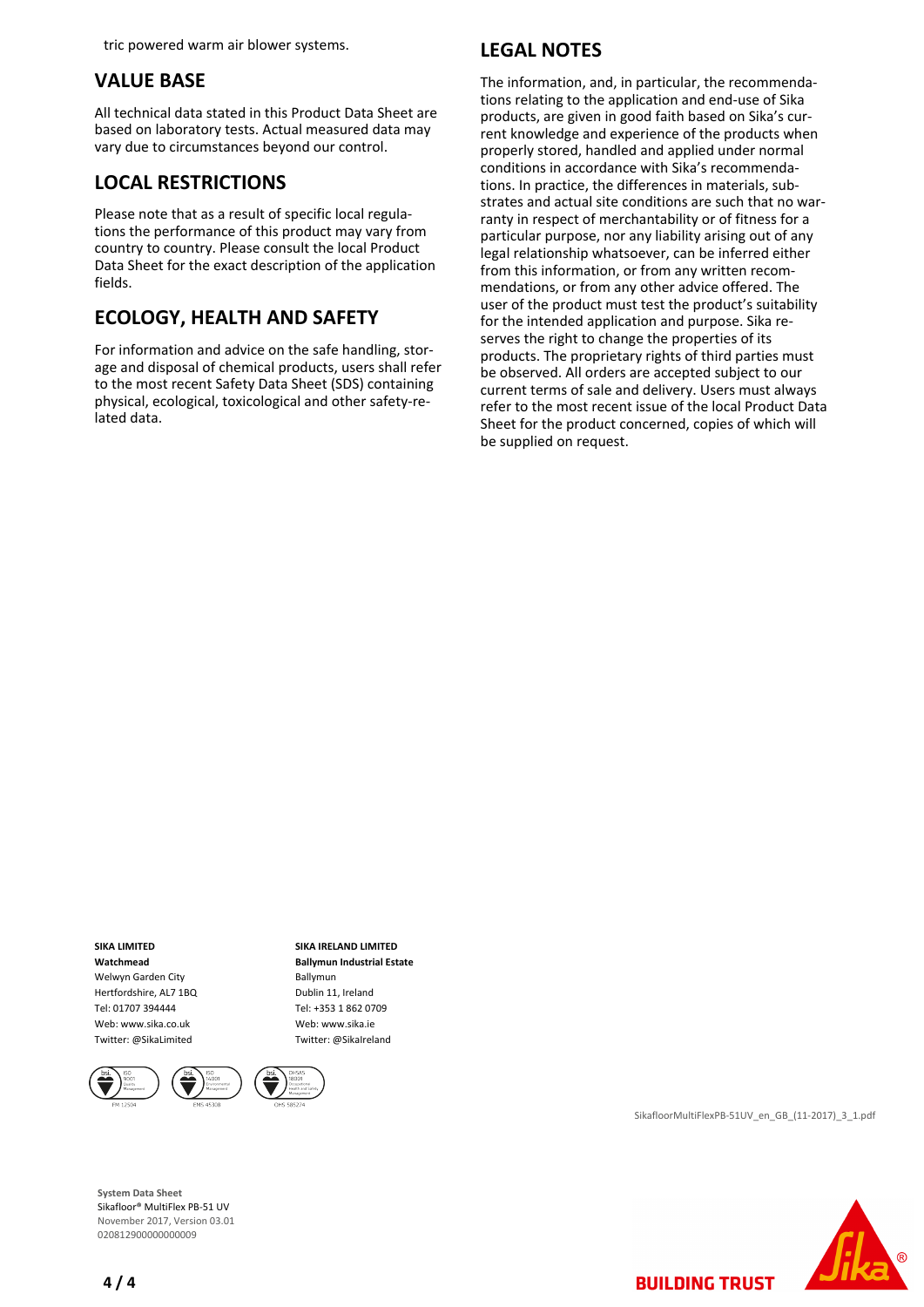tric powered warm air blower systems.

## VALUE BASE

All technical data stated in this Product Data Sheet are based on laboratory tests. Actual measured data may vary due to circumstances beyond our control.

## LOCAL RESTRICTIONS

Please note that as a result of specific local regulations the performance of this product may vary from country to country. Please consult the local Product Data Sheet for the exact description of the application fields.

## ECOLOGY, HEALTH AND SAFETY

For information and advice on the safe handling, storage and disposal of chemical products, users shall refer to the most recent Safety Data Sheet (SDS) containing physical, ecological, toxicological and other safety-related data.

## LEGAL NOTES

The information, and, in particular, the recommendations relating to the application and end-use of Sika products, are given in good faith based on Sika's current knowledge and experience of the products when properly stored, handled and applied under normal conditions in accordance with Sika's recommendations. In practice, the differences in materials, substrates and actual site conditions are such that no warranty in respect of merchantability or of fitness for a particular purpose, nor any liability arising out of any legal relationship whatsoever, can be inferred either from this information, or from any written recommendations, or from any other advice offered. The user of the product must test the product's suitability for the intended application and purpose. Sika reserves the right to change the properties of its products. The proprietary rights of third parties must be observed. All orders are accepted subject to our current terms of sale and delivery. Users must always refer to the most recent issue of the local Product Data Sheet for the product concerned, copies of which will be supplied on request.

**SIKA LIMITED**
**Watchmead**
Welwyn Garden City
Hertfordshire, AL7 1BQ
Tel: 01707 394444
Web: www.sika.co.uk
Twitter: @SikaLimited

**SIKA IRELAND LIMITED**
**Ballymun Industrial Estate**
Ballymun
Dublin 11, Ireland
Tel: +353 1 862 0709
Web: www.sika.ie
Twitter: @SikaIreland

FM 12504 EMS 45308 OHS 585274

SikafloorMultiFlexPB-51UV_en_GB_(11-2017)_3_1.pdf

**System Data Sheet**
Sikafloor® MultiFlex PB-51 UV
November 2017, Version 03.01
020812900000000009

BUILDING TRUST